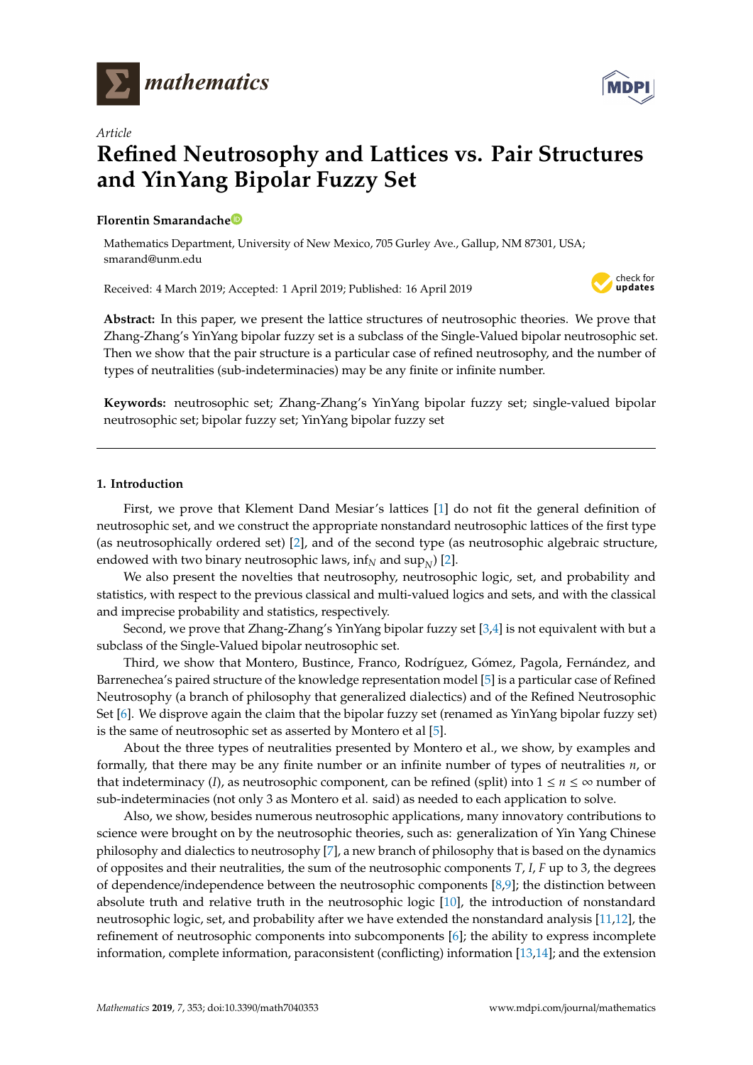*Article*

# Refined Neutrosophy and Lattices vs. Pair Structures and YinYang Bipolar Fuzzy Set

**Florentin Smarandache**

Mathematics Department, University of New Mexico, 705 Gurley Ave., Gallup, NM 87301, USA; smarand@unm.edu

Received: 4 March 2019; Accepted: 1 April 2019; Published: 16 April 2019

**Abstract:** In this paper, we present the lattice structures of neutrosophic theories. We prove that Zhang-Zhang's YinYang bipolar fuzzy set is a subclass of the Single-Valued bipolar neutrosophic set. Then we show that the pair structure is a particular case of refined neutrosophy, and the number of types of neutralities (sub-indeterminacies) may be any finite or infinite number.

**Keywords:** neutrosophic set; Zhang-Zhang's YinYang bipolar fuzzy set; single-valued bipolar neutrosophic set; bipolar fuzzy set; YinYang bipolar fuzzy set

## 1. Introduction

First, we prove that Klement Dand Mesiar's lattices [1] do not fit the general definition of neutrosophic set, and we construct the appropriate nonstandard neutrosophic lattices of the first type (as neutrosophically ordered set) [2], and of the second type (as neutrosophic algebraic structure, endowed with two binary neutrosophic laws, $\inf_N$ and $\sup_N$) [2].

We also present the novelties that neutrosophy, neutrosophic logic, set, and probability and statistics, with respect to the previous classical and multi-valued logics and sets, and with the classical and imprecise probability and statistics, respectively.

Second, we prove that Zhang-Zhang's YinYang bipolar fuzzy set [3,4] is not equivalent with but a subclass of the Single-Valued bipolar neutrosophic set.

Third, we show that Montero, Bustince, Franco, Rodríguez, Gómez, Pagola, Fernández, and Barrenechea's paired structure of the knowledge representation model [5] is a particular case of Refined Neutrosophy (a branch of philosophy that generalized dialectics) and of the Refined Neutrosophic Set [6]. We disprove again the claim that the bipolar fuzzy set (renamed as YinYang bipolar fuzzy set) is the same of neutrosophic set as asserted by Montero et al [5].

About the three types of neutralities presented by Montero et al., we show, by examples and formally, that there may be any finite number or an infinite number of types of neutralities $n$, or that indeterminacy ($I$), as neutrosophic component, can be refined (split) into $1 \leq n \leq \infty$ number of sub-indeterminacies (not only 3 as Montero et al. said) as needed to each application to solve.

Also, we show, besides numerous neutrosophic applications, many innovatory contributions to science were brought on by the neutrosophic theories, such as: generalization of Yin Yang Chinese philosophy and dialectics to neutrosophy [7], a new branch of philosophy that is based on the dynamics of opposites and their neutralities, the sum of the neutrosophic components $T$, $I$, $F$ up to 3, the degrees of dependence/independence between the neutrosophic components [8,9]; the distinction between absolute truth and relative truth in the neutrosophic logic [10], the introduction of nonstandard neutrosophic logic, set, and probability after we have extended the nonstandard analysis [11,12], the refinement of neutrosophic components into subcomponents [6]; the ability to express incomplete information, complete information, paraconsistent (conflicting) information [13,14]; and the extension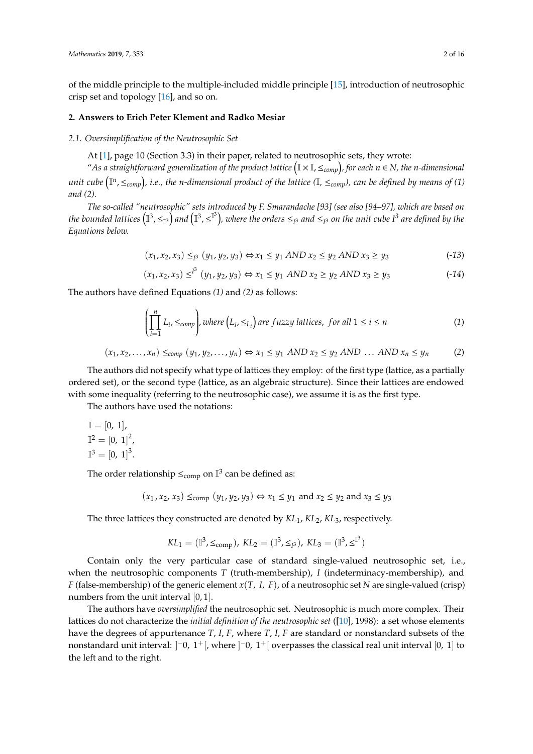of the middle principle to the multiple-included middle principle [15], introduction of neutrosophic crisp set and topology [16], and so on.

## 2. Answers to Erich Peter Klement and Radko Mesiar

### 2.1. Oversimplification of the Neutrosophic Set

At [1], page 10 (Section 3.3) in their paper, related to neutrosophic sets, they wrote:

*"As a straightforward generalization of the product lattice $\left(\mathbb{I} \times \mathbb{I}, \leq_{comp}\right)$, for each $n \in N$, the n-dimensional unit cube $\left(\mathbb{I}^n, \leq_{comp}\right)$, i.e., the n-dimensional product of the lattice ($\mathbb{I}$, $\leq_{comp}$), can be defined by means of (1) and (2).*

*The so-called "neutrosophic" sets introduced by F. Smarandache [93] (see also [94–97], which are based on the bounded lattices $\left(\mathbb{I}^3, \leq_{\mathbb{I}^3}\right)$ and $\left(\mathbb{I}^3, \leq^{\mathbb{I}^3}\right)$, where the orders $\leq_{I^3}$ and $\leq_{I^3}$ on the unit cube $I^3$ are defined by the Equations below.*

$$(x_1, x_2, x_3) \leq_{I^3} (y_1, y_2, y_3) \Leftrightarrow x_1 \leq y_1 \ AND \ x_2 \leq y_2 \ AND \ x_3 \geq y_3 \tag{-13}$$

$$(x_1, x_2, x_3) \leq^{I^3} (y_1, y_2, y_3) \Leftrightarrow x_1 \leq y_1 \ AND \ x_2 \geq y_2 \ AND \ x_3 \geq y_3 \tag{-14}$$

The authors have defined Equations *(1)* and *(2)* as follows:

$$\left(\prod_{i=1}^{n} L_i, \leq_{comp}\right), where \left(L_i, \leq_{L_i}\right) are\ fuzzy\ lattices,\ for\ all\ 1 \leq i \leq n \tag{1}$$

$$(x_1, x_2, \ldots, x_n) \leq_{comp} (y_1, y_2, \ldots, y_n) \Leftrightarrow x_1 \leq y_1 \ AND \ x_2 \leq y_2 \ AND \ \ldots \ AND \ x_n \leq y_n \tag{2}$$

The authors did not specify what type of lattices they employ: of the first type (lattice, as a partially ordered set), or the second type (lattice, as an algebraic structure). Since their lattices are endowed with some inequality (referring to the neutrosophic case), we assume it is as the first type.

The authors have used the notations:

$\mathbb{I} = [0,\ 1]$,
$\mathbb{I}^2 = [0,\ 1]^2$,
$\mathbb{I}^3 = [0,\ 1]^3$.

The order relationship $\leq_{\text{comp}}$ on $\mathbb{I}^3$ can be defined as:

$$(x_1, x_2, x_3) \leq_{\text{comp}} (y_1, y_2, y_3) \Leftrightarrow x_1 \leq y_1 \text{ and } x_2 \leq y_2 \text{ and } x_3 \leq y_3$$

The three lattices they constructed are denoted by $KL_1$, $KL_2$, $KL_3$, respectively.

$$KL_1 = (\mathbb{I}^3, \leq_{\text{comp}}),\ KL_2 = (\mathbb{I}^3, \leq_{I^3}),\ KL_3 = (\mathbb{I}^3, \leq^{\mathbb{I}^3})$$

Contain only the very particular case of standard single-valued neutrosophic set, i.e., when the neutrosophic components $T$ (truth-membership), $I$ (indeterminacy-membership), and $F$ (false-membership) of the generic element $x(T,\ I,\ F)$, of a neutrosophic set $N$ are single-valued (crisp) numbers from the unit interval $[0, 1]$.

The authors have *oversimplified* the neutrosophic set. Neutrosophic is much more complex. Their lattices do not characterize the *initial definition of the neutrosophic set* ([10], 1998): a set whose elements have the degrees of appurtenance $T$, $I$, $F$, where $T$, $I$, $F$ are standard or nonstandard subsets of the nonstandard unit interval: $]^{-}0,\ 1^{+}[$, where $]^{-}0,\ 1^{+}[$ overpasses the classical real unit interval $[0,\ 1]$ to the left and to the right.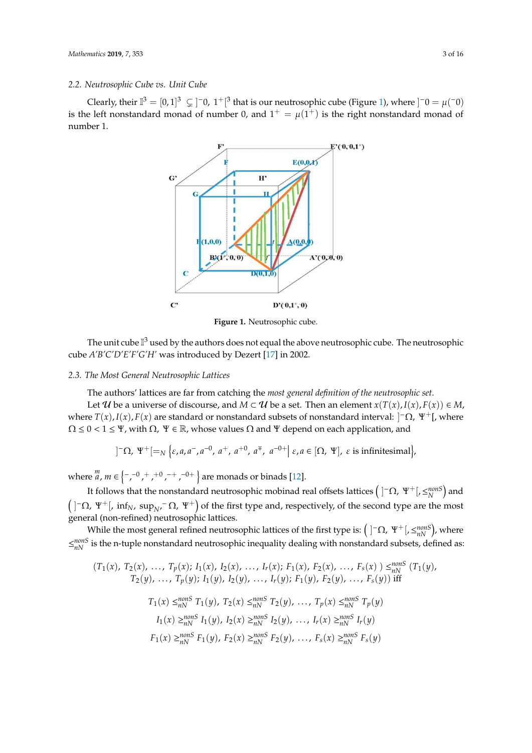### 2.2. Neutrosophic Cube vs. Unit Cube

Clearly, their $\mathbb{I}^3 = [0,1]^3 \subsetneq ]^-0,\ 1^+[^3$ that is our neutrosophic cube (Figure 1), where $]^-0 = \mu(^-0)$ is the left nonstandard monad of number 0, and $1^+ = \mu(1^+)$ is the right nonstandard monad of number 1.

**Figure 1.** Neutrosophic cube.

The unit cube $\mathbb{I}^3$ used by the authors does not equal the above neutrosophic cube. The neutrosophic cube $A'B'C'D'E'F'G'H'$ was introduced by Dezert [17] in 2002.

### 2.3. The Most General Neutrosophic Lattices

The authors' lattices are far from catching the *most general definition of the neutrosophic set*.

Let $\mathcal{U}$ be a universe of discourse, and $M \subset \mathcal{U}$ be a set. Then an element $x(T(x), I(x), F(x)) \in M$, where $T(x), I(x), F(x)$ are standard or nonstandard subsets of nonstandard interval: $]^-\Omega,\ \Psi^+[$, where $\Omega \leq 0 < 1 \leq \Psi$, with $\Omega,\ \Psi \in \mathbb{R}$, whose values $\Omega$ and $\Psi$ depend on each application, and

$$]^-\Omega,\ \Psi^+[=_N \left\{\varepsilon, a, a^-, a^{-0},\ a^+,\ a^{+0},\ a^{\mp},\ a^{-0+} \middle|\ \varepsilon, a \in [\Omega,\ \Psi],\ \varepsilon \text{ is infinitesimal}\right\},$$

where $\overset{m}{a}$, $m \in \left\{^-, ^{-0}, ^+, ^{+0}, ^{-+}, ^{-0+}\right\}$ are monads or binads [12].

It follows that the nonstandard neutrosophic mobinad real offsets lattices $\left(\ ]^-\Omega,\ \Psi^+[, \leq_N^{nonS}\right)$ and $\left(\ ]^-\Omega,\ \Psi^+[,\ \inf_N,\ \sup_N, ^-\Omega,\ \Psi^+\right)$ of the first type and, respectively, of the second type are the most general (non-refined) neutrosophic lattices.

While the most general refined neutrosophic lattices of the first type is: $\left(\ ]^-\Omega,\ \Psi^+[, \leq_{nN}^{nonS}\right)$, where $\leq_{nN}^{nonS}$ is the n-tuple nonstandard neutrosophic inequality dealing with nonstandard subsets, defined as:

$$(T_1(x),\ T_2(x),\ \ldots,\ T_p(x);\ I_1(x),\ I_2(x),\ \ldots,\ I_r(x);\ F_1(x),\ F_2(x),\ \ldots,\ F_s(x)\ ) \leq_{nN}^{nonS} (T_1(y),\ T_2(y),\ \ldots,\ T_p(y);\ I_1(y),\ I_2(y),\ \ldots,\ I_r(y);\ F_1(y),\ F_2(y),\ \ldots,\ F_s(y)) \text{ iff}$$

$$T_1(x) \leq_{nN}^{nonS} T_1(y),\ T_2(x) \leq_{nN}^{nonS} T_2(y),\ \ldots,\ T_p(x) \leq_{nN}^{nonS} T_p(y)$$

$$I_1(x) \geq_{nN}^{nonS} I_1(y),\ I_2(x) \geq_{nN}^{nonS} I_2(y),\ \ldots,\ I_r(x) \geq_{nN}^{nonS} I_r(y)$$

$$F_1(x) \geq_{nN}^{nonS} F_1(y),\ F_2(x) \geq_{nN}^{nonS} F_2(y),\ \ldots,\ F_s(x) \geq_{nN}^{nonS} F_s(y)$$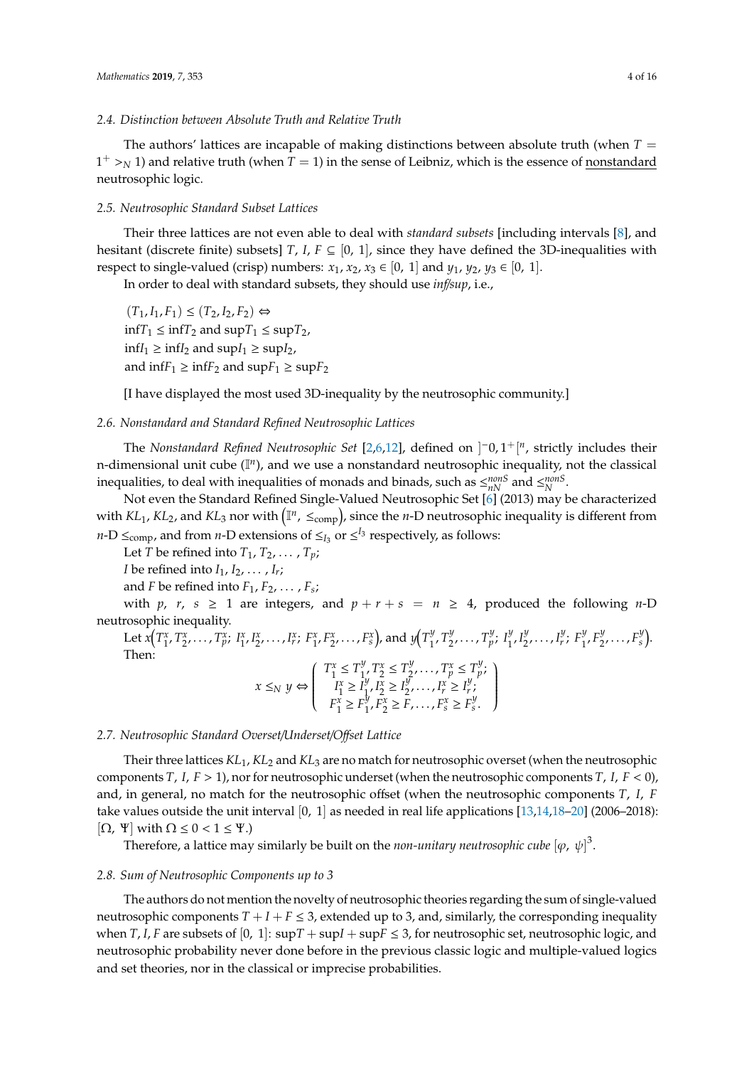### 2.4. Distinction between Absolute Truth and Relative Truth

The authors' lattices are incapable of making distinctions between absolute truth (when $T = 1^+ >_N 1$) and relative truth (when $T = 1$) in the sense of Leibniz, which is the essence of nonstandard neutrosophic logic.

### 2.5. Neutrosophic Standard Subset Lattices

Their three lattices are not even able to deal with *standard subsets* [including intervals [8], and hesitant (discrete finite) subsets] $T, I, F \subseteq [0, 1]$, since they have defined the 3D-inequalities with respect to single-valued (crisp) numbers: $x_1, x_2, x_3 \in [0, 1]$ and $y_1, y_2, y_3 \in [0, 1]$.

In order to deal with standard subsets, they should use *inf/sup*, i.e.,

$(T_1, I_1, F_1) \leq (T_2, I_2, F_2) \Leftrightarrow$
$\inf T_1 \leq \inf T_2$ and $\sup T_1 \leq \sup T_2$,
$\inf I_1 \geq \inf I_2$ and $\sup I_1 \geq \sup I_2$,
and $\inf F_1 \geq \inf F_2$ and $\sup F_1 \geq \sup F_2$

[I have displayed the most used 3D-inequality by the neutrosophic community.]

### 2.6. Nonstandard and Standard Refined Neutrosophic Lattices

The *Nonstandard Refined Neutrosophic Set* [2,6,12], defined on $]^-0, 1^+[^n$, strictly includes their n-dimensional unit cube ($\mathbb{I}^n$), and we use a nonstandard neutrosophic inequality, not the classical inequalities, to deal with inequalities of monads and binads, such as $\leq_{nN}^{nonS}$ and $\leq_N^{nonS}$.

Not even the Standard Refined Single-Valued Neutrosophic Set [6] (2013) may be characterized with $KL_1$, $KL_2$, and $KL_3$ nor with $\left(\mathbb{I}^n, \leq_{\text{comp}}\right)$, since the $n$-D neutrosophic inequality is different from $n$-D $\leq_{\text{comp}}$, and from $n$-D extensions of $\leq_{I_3}$ or $\leq^{I_3}$ respectively, as follows:

Let $T$ be refined into $T_1, T_2, \ldots, T_p$;

$I$ be refined into $I_1, I_2, \ldots, I_r$;

and $F$ be refined into $F_1, F_2, \ldots, F_s$;

with $p, r, s \geq 1$ are integers, and $p + r + s = n \geq 4$, produced the following $n$-D neutrosophic inequality.

Let $x\left(T_1^x, T_2^x, \ldots, T_p^x;\ I_1^x, I_2^x, \ldots, I_r^x;\ F_1^x, F_2^x, \ldots, F_s^x\right)$, and $y\left(T_1^y, T_2^y, \ldots, T_p^y;\ I_1^y, I_2^y, \ldots, I_r^y;\ F_1^y, F_2^y, \ldots, F_s^y\right)$.

Then:

$$x \leq_N y \Leftrightarrow \begin{pmatrix} T_1^x \leq T_1^y, T_2^x \leq T_2^y, \ldots, T_p^x \leq T_p^y; \\ I_1^x \geq I_1^y, I_2^x \geq I_2^y, \ldots, I_r^x \geq I_r^y; \\ F_1^x \geq F_1^y, F_2^x \geq F, \ldots, F_s^x \geq F_s^y. \end{pmatrix}$$

### 2.7. Neutrosophic Standard Overset/Underset/Offset Lattice

Their three lattices $KL_1$, $KL_2$ and $KL_3$ are no match for neutrosophic overset (when the neutrosophic components $T, I, F > 1$), nor for neutrosophic underset (when the neutrosophic components $T, I, F < 0$), and, in general, no match for the neutrosophic offset (when the neutrosophic components $T, I, F$ take values outside the unit interval $[0, 1]$ as needed in real life applications [13,14,18–20] (2006–2018): $[\Omega, \Psi]$ with $\Omega \leq 0 < 1 \leq \Psi$.)

Therefore, a lattice may similarly be built on the *non-unitary neutrosophic cube* $[\varphi, \psi]^3$.

### 2.8. Sum of Neutrosophic Components up to 3

The authors do not mention the novelty of neutrosophic theories regarding the sum of single-valued neutrosophic components $T + I + F \leq 3$, extended up to 3, and, similarly, the corresponding inequality when $T, I, F$ are subsets of $[0, 1]$: $\sup T + \sup I + \sup F \leq 3$, for neutrosophic set, neutrosophic logic, and neutrosophic probability never done before in the previous classic logic and multiple-valued logics and set theories, nor in the classical or imprecise probabilities.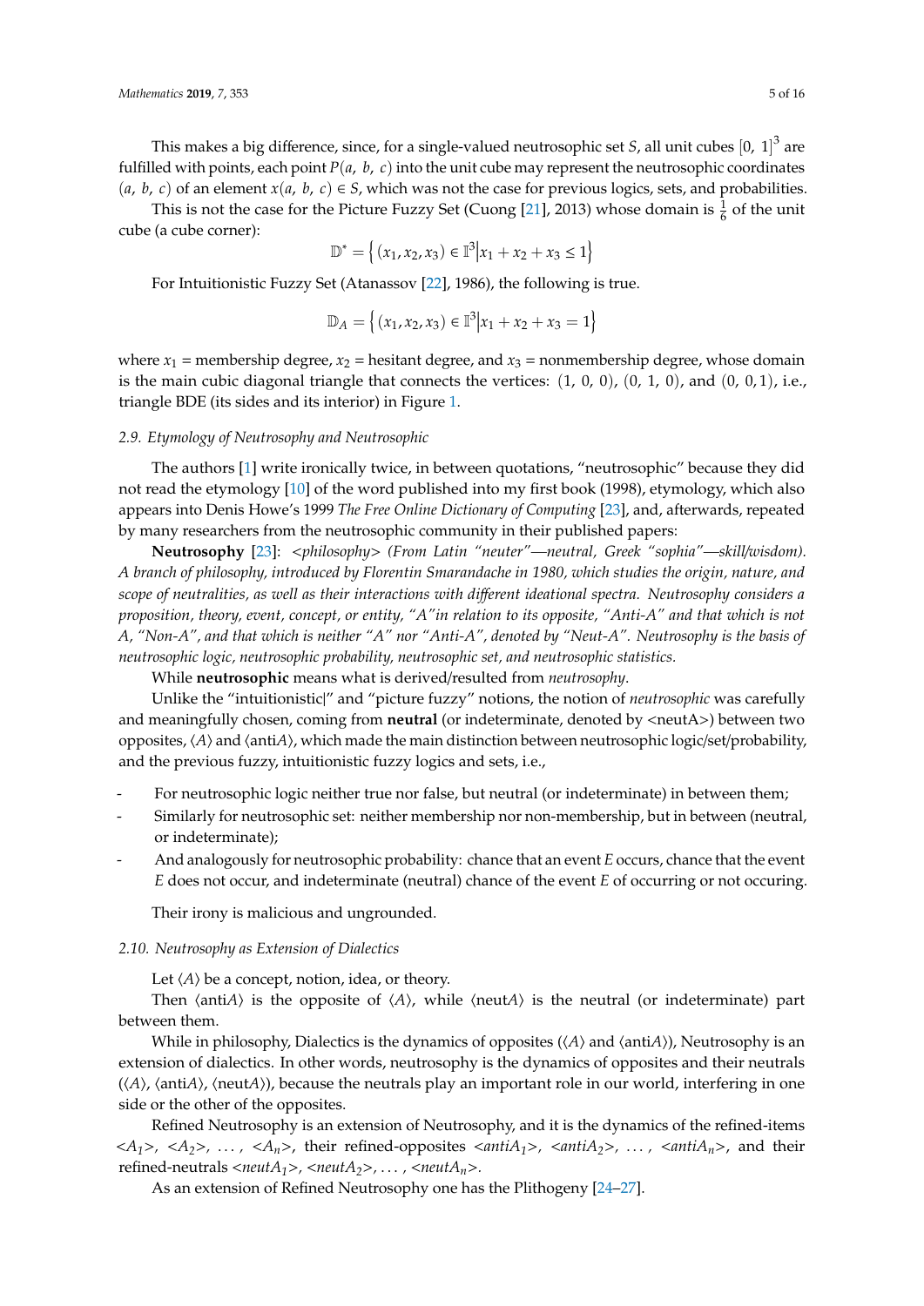This makes a big difference, since, for a single-valued neutrosophic set $S$, all unit cubes $[0,\ 1]^3$ are fulfilled with points, each point $P(a,\ b,\ c)$ into the unit cube may represent the neutrosophic coordinates $(a,\ b,\ c)$ of an element $x(a,\ b,\ c) \in S$, which was not the case for previous logics, sets, and probabilities.

This is not the case for the Picture Fuzzy Set (Cuong [21], 2013) whose domain is $\frac{1}{6}$ of the unit cube (a cube corner):

$$\mathbb{D}^* = \left\{ (x_1, x_2, x_3) \in \mathbb{I}^3 \middle| x_1 + x_2 + x_3 \le 1 \right\}$$

For Intuitionistic Fuzzy Set (Atanassov [22], 1986), the following is true.

$$\mathbb{D}_A = \left\{ (x_1, x_2, x_3) \in \mathbb{I}^3 \middle| x_1 + x_2 + x_3 = 1 \right\}$$

where $x_1$ = membership degree, $x_2$ = hesitant degree, and $x_3$ = nonmembership degree, whose domain is the main cubic diagonal triangle that connects the vertices: $(1,\ 0,\ 0)$, $(0,\ 1,\ 0)$, and $(0,\ 0, 1)$, i.e., triangle BDE (its sides and its interior) in Figure 1.

### 2.9. Etymology of Neutrosophy and Neutrosophic

The authors [1] write ironically twice, in between quotations, "neutrosophic" because they did not read the etymology [10] of the word published into my first book (1998), etymology, which also appears into Denis Howe's 1999 *The Free Online Dictionary of Computing* [23], and, afterwards, repeated by many researchers from the neutrosophic community in their published papers:

**Neutrosophy** [23]: *<philosophy> (From Latin "neuter"—neutral, Greek "sophia"—skill/wisdom). A branch of philosophy, introduced by Florentin Smarandache in 1980, which studies the origin, nature, and scope of neutralities, as well as their interactions with different ideational spectra. Neutrosophy considers a proposition, theory, event, concept, or entity, "A"in relation to its opposite, "Anti-A" and that which is not A, "Non-A", and that which is neither "A" nor "Anti-A", denoted by "Neut-A". Neutrosophy is the basis of neutrosophic logic, neutrosophic probability, neutrosophic set, and neutrosophic statistics.*

While **neutrosophic** means what is derived/resulted from *neutrosophy*.

Unlike the "intuitionistic|" and "picture fuzzy" notions, the notion of *neutrosophic* was carefully and meaningfully chosen, coming from **neutral** (or indeterminate, denoted by <neutA>) between two opposites, $\langle A \rangle$ and $\langle \text{anti}A \rangle$, which made the main distinction between neutrosophic logic/set/probability, and the previous fuzzy, intuitionistic fuzzy logics and sets, i.e.,

- For neutrosophic logic neither true nor false, but neutral (or indeterminate) in between them;
- Similarly for neutrosophic set: neither membership nor non-membership, but in between (neutral, or indeterminate);
- And analogously for neutrosophic probability: chance that an event $E$ occurs, chance that the event $E$ does not occur, and indeterminate (neutral) chance of the event $E$ of occurring or not occuring.

Their irony is malicious and ungrounded.

### 2.10. Neutrosophy as Extension of Dialectics

Let $\langle A \rangle$ be a concept, notion, idea, or theory.

Then $\langle \text{anti}A \rangle$ is the opposite of $\langle A \rangle$, while $\langle \text{neut}A \rangle$ is the neutral (or indeterminate) part between them.

While in philosophy, Dialectics is the dynamics of opposites ($\langle A \rangle$ and $\langle \text{anti}A \rangle$), Neutrosophy is an extension of dialectics. In other words, neutrosophy is the dynamics of opposites and their neutrals ($\langle A \rangle$, $\langle \text{anti}A \rangle$, $\langle \text{neut}A \rangle$), because the neutrals play an important role in our world, interfering in one side or the other of the opposites.

Refined Neutrosophy is an extension of Neutrosophy, and it is the dynamics of the refined-items $<A_1>$, $<A_2>$, ..., $<A_n>$, their refined-opposites $<antiA_1>$, $<antiA_2>$, ..., $<antiA_n>$, and their refined-neutrals $<neutA_1>$, $<neutA_2>$, ..., $<neutA_n>$.

As an extension of Refined Neutrosophy one has the Plithogeny [24–27].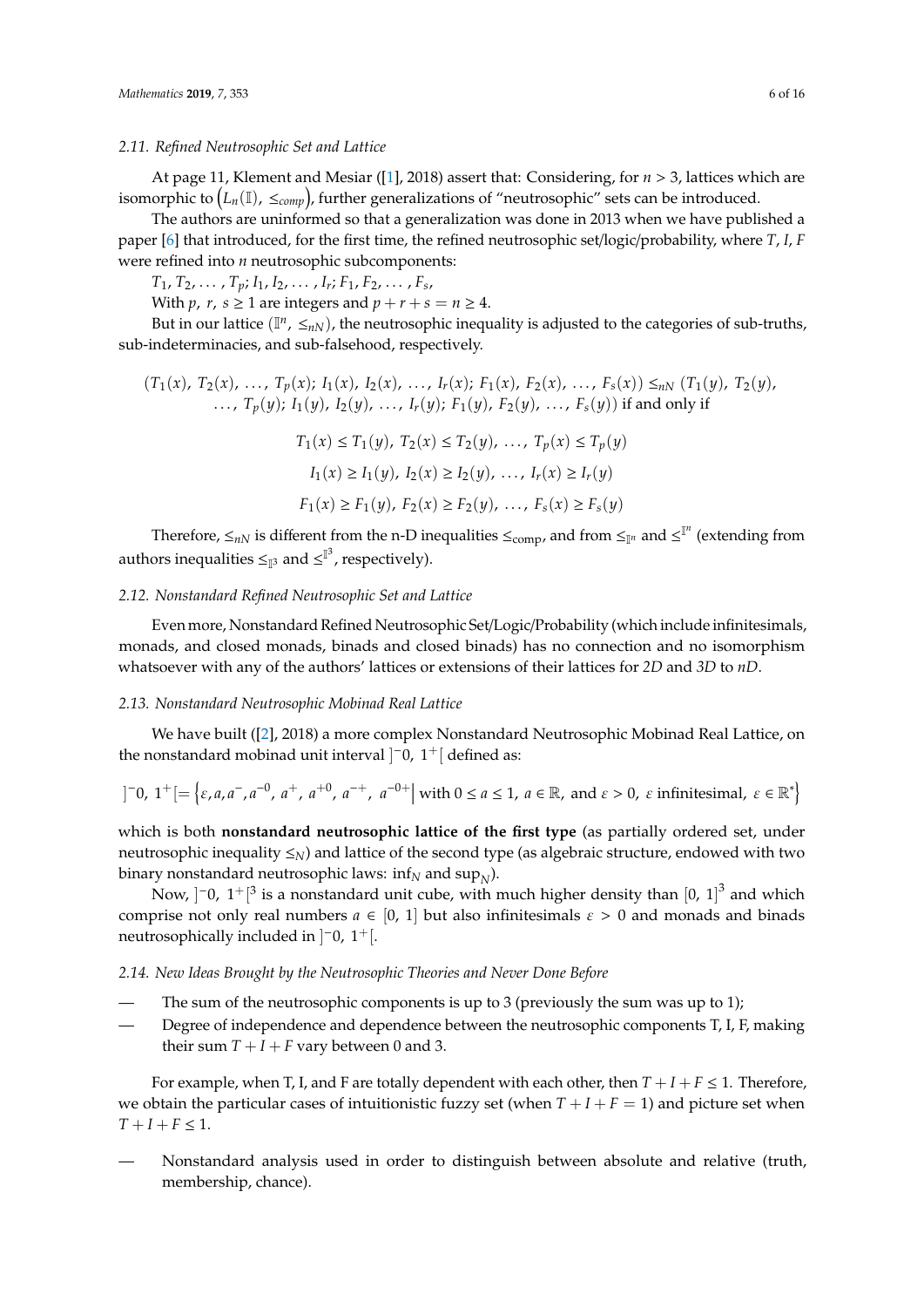### 2.11. Refined Neutrosophic Set and Lattice

At page 11, Klement and Mesiar ([1], 2018) assert that: Considering, for $n > 3$, lattices which are isomorphic to $\left(L_n(\mathbb{I}), \leq_{comp}\right)$, further generalizations of "neutrosophic" sets can be introduced.

The authors are uninformed so that a generalization was done in 2013 when we have published a paper [6] that introduced, for the first time, the refined neutrosophic set/logic/probability, where $T$, $I$, $F$ were refined into $n$ neutrosophic subcomponents:

$T_1, T_2, \ldots, T_p; I_1, I_2, \ldots, I_r; F_1, F_2, \ldots, F_s,$

With $p, r, s \geq 1$ are integers and $p + r + s = n \geq 4$.

But in our lattice $(\mathbb{I}^n, \leq_{nN})$, the neutrosophic inequality is adjusted to the categories of sub-truths, sub-indeterminacies, and sub-falsehood, respectively.

$$(T_1(x), T_2(x), \ldots, T_p(x); I_1(x), I_2(x), \ldots, I_r(x); F_1(x), F_2(x), \ldots, F_s(x)) \leq_{nN} (T_1(y), T_2(y), \ldots, T_p(y); I_1(y), I_2(y), \ldots, I_r(y); F_1(y), F_2(y), \ldots, F_s(y)) \text{ if and only if}$$

$$T_1(x) \leq T_1(y), T_2(x) \leq T_2(y), \ldots, T_p(x) \leq T_p(y)$$

$$I_1(x) \geq I_1(y), I_2(x) \geq I_2(y), \ldots, I_r(x) \geq I_r(y)$$

$$F_1(x) \geq F_1(y), F_2(x) \geq F_2(y), \ldots, F_s(x) \geq F_s(y)$$

Therefore, $\leq_{nN}$ is different from the n-D inequalities $\leq_{\text{comp}}$, and from $\leq_{\mathbb{I}^n}$ and $\leq^{\mathbb{I}^n}$ (extending from authors inequalities $\leq_{\mathbb{I}^3}$ and $\leq^{\mathbb{I}^3}$, respectively).

### 2.12. Nonstandard Refined Neutrosophic Set and Lattice

Even more, Nonstandard Refined Neutrosophic Set/Logic/Probability (which include infinitesimals, monads, and closed monads, binads and closed binads) has no connection and no isomorphism whatsoever with any of the authors' lattices or extensions of their lattices for *2D* and *3D* to *nD*.

### 2.13. Nonstandard Neutrosophic Mobinad Real Lattice

We have built ([2], 2018) a more complex Nonstandard Neutrosophic Mobinad Real Lattice, on the nonstandard mobinad unit interval $]^{-}0, 1^{+}[$ defined as:

$$]^{-}0, 1^{+}[= \left\{\varepsilon, a, a^{-}, a^{-0}, a^{+}, a^{+0}, a^{-+}, a^{-0+} \middle| \text{ with } 0 \leq a \leq 1, a \in \mathbb{R}, \text{ and } \varepsilon > 0, \varepsilon \text{ infinitesimal}, \varepsilon \in \mathbb{R}^{*}\right\}$$

which is both **nonstandard neutrosophic lattice of the first type** (as partially ordered set, under neutrosophic inequality $\leq_N$) and lattice of the second type (as algebraic structure, endowed with two binary nonstandard neutrosophic laws: $\inf_N$ and $\sup_N$).

Now, $]^{-}0, 1^{+}[^3$ is a nonstandard unit cube, with much higher density than $[0, 1]^3$ and which comprise not only real numbers $a \in [0, 1]$ but also infinitesimals $\varepsilon > 0$ and monads and binads neutrosophically included in $]^{-}0, 1^{+}[$.

### 2.14. New Ideas Brought by the Neutrosophic Theories and Never Done Before

- The sum of the neutrosophic components is up to 3 (previously the sum was up to 1);
- Degree of independence and dependence between the neutrosophic components T, I, F, making their sum $T + I + F$ vary between 0 and 3.

For example, when T, I, and F are totally dependent with each other, then $T + I + F \leq 1$. Therefore, we obtain the particular cases of intuitionistic fuzzy set (when $T + I + F = 1$) and picture set when $T + I + F \leq 1$.

- Nonstandard analysis used in order to distinguish between absolute and relative (truth, membership, chance).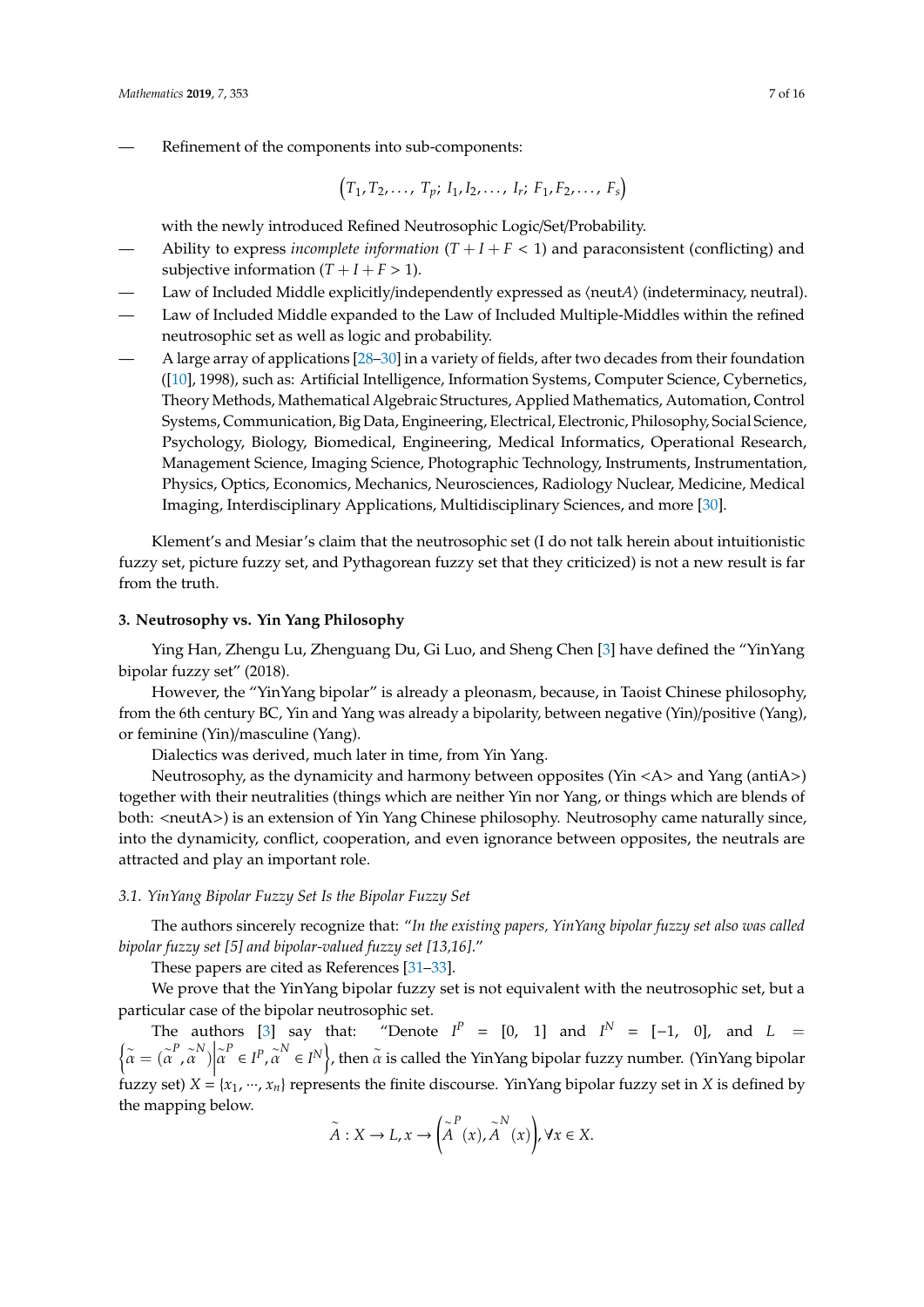- Refinement of the components into sub-components:

$$\left(T_1, T_2, \ldots, T_p; I_1, I_2, \ldots, I_r; F_1, F_2, \ldots, F_s\right)$$

with the newly introduced Refined Neutrosophic Logic/Set/Probability.

- Ability to express *incomplete information* ($T + I + F < 1$) and paraconsistent (conflicting) and subjective information ($T + I + F > 1$).
- Law of Included Middle explicitly/independently expressed as $\langle \text{neut}A \rangle$ (indeterminacy, neutral).
- Law of Included Middle expanded to the Law of Included Multiple-Middles within the refined neutrosophic set as well as logic and probability.
- A large array of applications [28–30] in a variety of fields, after two decades from their foundation ([10], 1998), such as: Artificial Intelligence, Information Systems, Computer Science, Cybernetics, Theory Methods, Mathematical Algebraic Structures, Applied Mathematics, Automation, Control Systems, Communication, Big Data, Engineering, Electrical, Electronic, Philosophy, Social Science, Psychology, Biology, Biomedical, Engineering, Medical Informatics, Operational Research, Management Science, Imaging Science, Photographic Technology, Instruments, Instrumentation, Physics, Optics, Economics, Mechanics, Neurosciences, Radiology Nuclear, Medicine, Medical Imaging, Interdisciplinary Applications, Multidisciplinary Sciences, and more [30].

Klement's and Mesiar's claim that the neutrosophic set (I do not talk herein about intuitionistic fuzzy set, picture fuzzy set, and Pythagorean fuzzy set that they criticized) is not a new result is far from the truth.

## 3. Neutrosophy vs. Yin Yang Philosophy

Ying Han, Zhengu Lu, Zhenguang Du, Gi Luo, and Sheng Chen [3] have defined the "YinYang bipolar fuzzy set" (2018).

However, the "YinYang bipolar" is already a pleonasm, because, in Taoist Chinese philosophy, from the 6th century BC, Yin and Yang was already a bipolarity, between negative (Yin)/positive (Yang), or feminine (Yin)/masculine (Yang).

Dialectics was derived, much later in time, from Yin Yang.

Neutrosophy, as the dynamicity and harmony between opposites (Yin <A> and Yang (antiA>) together with their neutralities (things which are neither Yin nor Yang, or things which are blends of both: <neutA>) is an extension of Yin Yang Chinese philosophy. Neutrosophy came naturally since, into the dynamicity, conflict, cooperation, and even ignorance between opposites, the neutrals are attracted and play an important role.

### 3.1. YinYang Bipolar Fuzzy Set Is the Bipolar Fuzzy Set

The authors sincerely recognize that: "*In the existing papers, YinYang bipolar fuzzy set also was called bipolar fuzzy set [5] and bipolar-valued fuzzy set [13,16].*"

These papers are cited as References [31–33].

We prove that the YinYang bipolar fuzzy set is not equivalent with the neutrosophic set, but a particular case of the bipolar neutrosophic set.

The authors [3] say that: "Denote $I^P = [0, 1]$ and $I^N = [-1, 0]$, and $L = \left\{\tilde{\alpha} = (\tilde{\alpha}^P, \tilde{\alpha}^N) \middle| \tilde{\alpha}^P \in I^P, \tilde{\alpha}^N \in I^N\right\}$, then $\tilde{\alpha}$ is called the YinYang bipolar fuzzy number. (YinYang bipolar fuzzy set) $X = \{x_1, \cdots, x_n\}$ represents the finite discourse. YinYang bipolar fuzzy set in $X$ is defined by the mapping below.

$$\tilde{A} : X \to L, x \to \left(\tilde{A}^P(x), \tilde{A}^N(x)\right), \forall x \in X.$$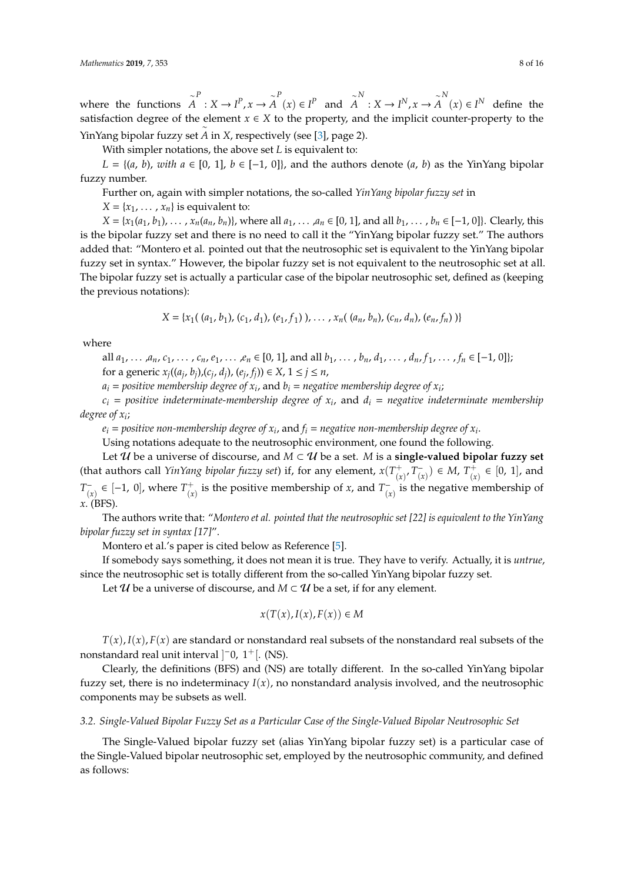where the functions $\overset{\sim}{A}^P : X \to I^P, x \to \overset{\sim}{A}^P(x) \in I^P$ and $\overset{\sim}{A}^N : X \to I^N, x \to \overset{\sim}{A}^N(x) \in I^N$ define the satisfaction degree of the element $x \in X$ to the property, and the implicit counter-property to the YinYang bipolar fuzzy set $\tilde{A}$ in $X$, respectively (see [3], page 2).

With simpler notations, the above set $L$ is equivalent to:

$L = \{(a, b)$, *with* $a \in [0, 1]$, $b \in [-1, 0]\}$, and the authors denote $(a, b)$ as the YinYang bipolar fuzzy number.

Further on, again with simpler notations, the so-called *YinYang bipolar fuzzy set* in

$X = \{x_1, \ldots, x_n\}$ is equivalent to:

$X = \{x_1(a_1, b_1), \ldots, x_n(a_n, b_n)\}$, where all $a_1, \ldots, a_n \in [0, 1]$, and all $b_1, \ldots, b_n \in [-1, 0]\}$. Clearly, this is the bipolar fuzzy set and there is no need to call it the "YinYang bipolar fuzzy set." The authors added that: "Montero et al. pointed out that the neutrosophic set is equivalent to the YinYang bipolar fuzzy set in syntax." However, the bipolar fuzzy set is not equivalent to the neutrosophic set at all. The bipolar fuzzy set is actually a particular case of the bipolar neutrosophic set, defined as (keeping the previous notations):

$$X = \{x_1(\,(a_1, b_1), (c_1, d_1), (e_1, f_1)\,), \ldots, x_n(\,(a_n, b_n), (c_n, d_n), (e_n, f_n)\,)\}$$

where

all $a_1, \ldots, a_n, c_1, \ldots, c_n, e_1, \ldots, e_n \in [0, 1]$, and all $b_1, \ldots, b_n, d_1, \ldots, d_n, f_1, \ldots, f_n \in [-1, 0]\}$;

for a generic $x_j((a_j, b_j), (c_j, d_j), (e_j, f_j)) \in X$, $1 \le j \le n$,

$a_i$ = *positive membership degree of* $x_i$, and $b_i$ = *negative membership degree of* $x_i$;

$c_i$ = *positive indeterminate-membership degree of* $x_i$, and $d_i$ = *negative indeterminate membership degree of* $x_i$;

$e_i$ = *positive non-membership degree of* $x_i$, and $f_i$ = *negative non-membership degree of* $x_i$.

Using notations adequate to the neutrosophic environment, one found the following.

Let $\mathcal{U}$ be a universe of discourse, and $M \subset \mathcal{U}$ be a set. $M$ is a **single-valued bipolar fuzzy set** (that authors call *YinYang bipolar fuzzy set*) if, for any element, $x(T^+_{(x)}, T^-_{(x)}) \in M$, $T^+_{(x)} \in [0, 1]$, and $T^-_{(x)} \in [-1, 0]$, where $T^+_{(x)}$ is the positive membership of $x$, and $T^-_{(x)}$ is the negative membership of $x$. (BFS).

The authors write that: "*Montero et al. pointed that the neutrosophic set [22] is equivalent to the YinYang bipolar fuzzy set in syntax [17]*".

Montero et al.'s paper is cited below as Reference [5].

If somebody says something, it does not mean it is true. They have to verify. Actually, it is *untrue*, since the neutrosophic set is totally different from the so-called YinYang bipolar fuzzy set.

Let $\mathcal{U}$ be a universe of discourse, and $M \subset \mathcal{U}$ be a set, if for any element.

$$x(T(x), I(x), F(x)) \in M$$

$T(x), I(x), F(x)$ are standard or nonstandard real subsets of the nonstandard real subsets of the nonstandard real unit interval $]^-0, 1^+[$. (NS).

Clearly, the definitions (BFS) and (NS) are totally different. In the so-called YinYang bipolar fuzzy set, there is no indeterminacy $I(x)$, no nonstandard analysis involved, and the neutrosophic components may be subsets as well.

### *3.2. Single-Valued Bipolar Fuzzy Set as a Particular Case of the Single-Valued Bipolar Neutrosophic Set*

The Single-Valued bipolar fuzzy set (alias YinYang bipolar fuzzy set) is a particular case of the Single-Valued bipolar neutrosophic set, employed by the neutrosophic community, and defined as follows: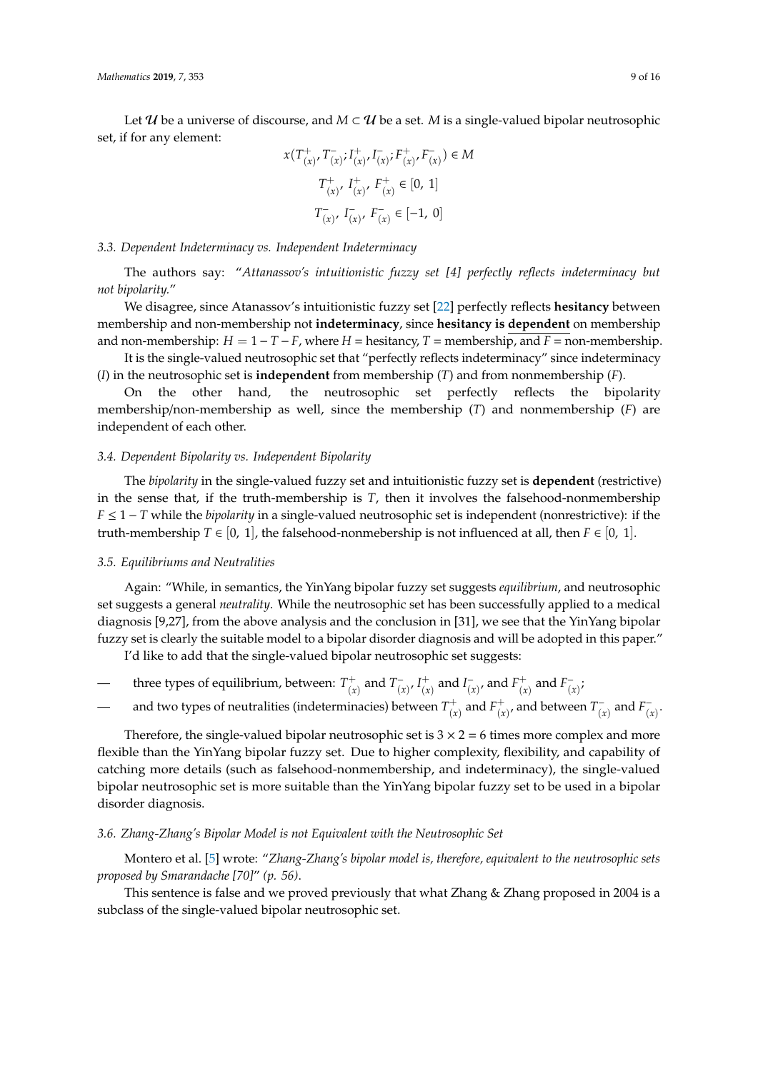Let $\mathcal{U}$ be a universe of discourse, and $M \subset \mathcal{U}$ be a set. $M$ is a single-valued bipolar neutrosophic set, if for any element:

$$x(T^+_{(x)}, T^-_{(x)}; I^+_{(x)}, I^-_{(x)}; F^+_{(x)}, F^-_{(x)}) \in M$$

$$T^+_{(x)},\ I^+_{(x)},\ F^+_{(x)} \in [0,\ 1]$$

$$T^-_{(x)},\ I^-_{(x)},\ F^-_{(x)} \in [-1,\ 0]$$

### 3.3. Dependent Indeterminacy vs. Independent Indeterminacy

The authors say: "*Attanassov's intuitionistic fuzzy set [4] perfectly reflects indeterminacy but not bipolarity.*"

We disagree, since Atanassov's intuitionistic fuzzy set [22] perfectly reflects **hesitancy** between membership and non-membership not **indeterminacy**, since **hesitancy is dependent** on membership and non-membership: $H = 1 - T - F$, where $H$ = hesitancy, $T$ = membership, and $F$ = non-membership.

It is the single-valued neutrosophic set that "perfectly reflects indeterminacy" since indeterminacy ($I$) in the neutrosophic set is **independent** from membership ($T$) and from nonmembership ($F$).

On the other hand, the neutrosophic set perfectly reflects the bipolarity membership/non-membership as well, since the membership ($T$) and nonmembership ($F$) are independent of each other.

### 3.4. Dependent Bipolarity vs. Independent Bipolarity

The *bipolarity* in the single-valued fuzzy set and intuitionistic fuzzy set is **dependent** (restrictive) in the sense that, if the truth-membership is $T$, then it involves the falsehood-nonmembership $F \leq 1 - T$ while the *bipolarity* in a single-valued neutrosophic set is independent (nonrestrictive): if the truth-membership $T \in [0,\ 1]$, the falsehood-nonmebership is not influenced at all, then $F \in [0,\ 1]$.

### 3.5. Equilibriums and Neutralities

Again: "While, in semantics, the YinYang bipolar fuzzy set suggests *equilibrium*, and neutrosophic set suggests a general *neutrality*. While the neutrosophic set has been successfully applied to a medical diagnosis [9,27], from the above analysis and the conclusion in [31], we see that the YinYang bipolar fuzzy set is clearly the suitable model to a bipolar disorder diagnosis and will be adopted in this paper."

I'd like to add that the single-valued bipolar neutrosophic set suggests:

- three types of equilibrium, between: $T^+_{(x)}$ and $T^-_{(x)}$, $I^+_{(x)}$ and $I^-_{(x)}$, and $F^+_{(x)}$ and $F^-_{(x)}$;
- and two types of neutralities (indeterminacies) between $T^+_{(x)}$ and $F^+_{(x)}$, and between $T^-_{(x)}$ and $F^-_{(x)}$.

Therefore, the single-valued bipolar neutrosophic set is $3 \times 2 = 6$ times more complex and more flexible than the YinYang bipolar fuzzy set. Due to higher complexity, flexibility, and capability of catching more details (such as falsehood-nonmembership, and indeterminacy), the single-valued bipolar neutrosophic set is more suitable than the YinYang bipolar fuzzy set to be used in a bipolar disorder diagnosis.

### 3.6. Zhang-Zhang's Bipolar Model is not Equivalent with the Neutrosophic Set

Montero et al. [5] wrote: "*Zhang-Zhang's bipolar model is, therefore, equivalent to the neutrosophic sets proposed by Smarandache [70]" (p. 56).*

This sentence is false and we proved previously that what Zhang & Zhang proposed in 2004 is a subclass of the single-valued bipolar neutrosophic set.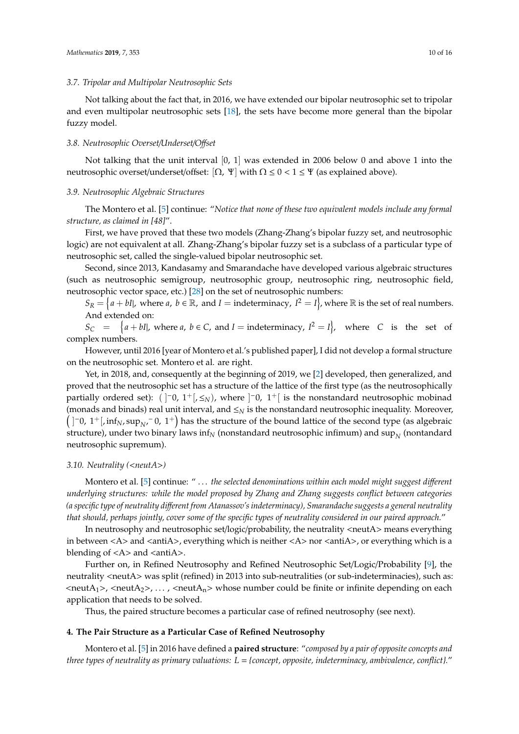### 3.7. Tripolar and Multipolar Neutrosophic Sets

Not talking about the fact that, in 2016, we have extended our bipolar neutrosophic set to tripolar and even multipolar neutrosophic sets [18], the sets have become more general than the bipolar fuzzy model.

### 3.8. Neutrosophic Overset/Underset/Offset

Not talking that the unit interval $[0, 1]$ was extended in 2006 below 0 and above 1 into the neutrosophic overset/underset/offset: $[\Omega, \Psi]$ with $\Omega \leq 0 < 1 \leq \Psi$ (as explained above).

### 3.9. Neutrosophic Algebraic Structures

The Montero et al. [5] continue: "*Notice that none of these two equivalent models include any formal structure, as claimed in [48]*".

First, we have proved that these two models (Zhang-Zhang's bipolar fuzzy set, and neutrosophic logic) are not equivalent at all. Zhang-Zhang's bipolar fuzzy set is a subclass of a particular type of neutrosophic set, called the single-valued bipolar neutrosophic set.

Second, since 2013, Kandasamy and Smarandache have developed various algebraic structures (such as neutrosophic semigroup, neutrosophic group, neutrosophic ring, neutrosophic field, neutrosophic vector space, etc.) [28] on the set of neutrosophic numbers:

$S_R = \{a + bI|$, where $a$, $b \in \mathbb{R}$, and $I =$ indeterminacy, $I^2 = I\}$, where $\mathbb{R}$ is the set of real numbers.

And extended on:

$S_C = \{a + bI|$, where $a$, $b \in C$, and $I =$ indeterminacy, $I^2 = I\}$, where $C$ is the set of complex numbers.

However, until 2016 [year of Montero et al.'s published paper], I did not develop a formal structure on the neutrosophic set. Montero et al. are right.

Yet, in 2018, and, consequently at the beginning of 2019, we [2] developed, then generalized, and proved that the neutrosophic set has a structure of the lattice of the first type (as the neutrosophically partially ordered set): $(\,]^{-}0,\ 1^{+}[, \leq_N)$, where $]^{-}0,\ 1^{+}[$ is the nonstandard neutrosophic mobinad (monads and binads) real unit interval, and $\leq_N$ is the nonstandard neutrosophic inequality. Moreover, $\left(\,]^{-}0,\ 1^{+}[, \inf_N, \sup_N, {}^{-}0,\ 1^{+}\right)$ has the structure of the bound lattice of the second type (as algebraic structure), under two binary laws $\inf_N$ (nonstandard neutrosophic infimum) and $\sup_N$ (nontandard neutrosophic supremum).

### 3.10. Neutrality (<neutA>)

Montero et al. [5] continue: " ... *the selected denominations within each model might suggest different underlying structures: while the model proposed by Zhang and Zhang suggests conflict between categories (a specific type of neutrality different from Atanassov's indeterminacy), Smarandache suggests a general neutrality that should, perhaps jointly, cover some of the specific types of neutrality considered in our paired approach.*"

In neutrosophy and neutrosophic set/logic/probability, the neutrality <neutA> means everything in between <A> and <antiA>, everything which is neither <A> nor <antiA>, or everything which is a blending of <A> and <antiA>.

Further on, in Refined Neutrosophy and Refined Neutrosophic Set/Logic/Probability [9], the neutrality <neutA> was split (refined) in 2013 into sub-neutralities (or sub-indeterminacies), such as: <$neutA_1$>, <$neutA_2$>, ... , <$neutA_n$> whose number could be finite or infinite depending on each application that needs to be solved.

Thus, the paired structure becomes a particular case of refined neutrosophy (see next).

## 4. The Pair Structure as a Particular Case of Refined Neutrosophy

Montero et al. [5] in 2016 have defined a **paired structure**: "*composed by a pair of opposite concepts and three types of neutrality as primary valuations: L = {concept, opposite, indeterminacy, ambivalence, conflict}.*"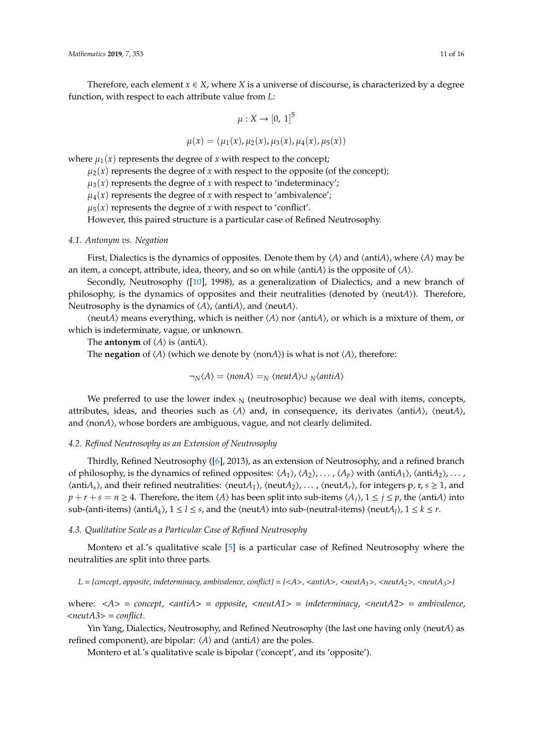Therefore, each element $x \in X$, where $X$ is a universe of discourse, is characterized by a degree function, with respect to each attribute value from $L$:

$$\mu : X \to [0,\ 1]^5$$

$$\mu(x) = (\mu_1(x), \mu_2(x), \mu_3(x), \mu_4(x), \mu_5(x))$$

where $\mu_1(x)$ represents the degree of $x$ with respect to the concept;

$\mu_2(x)$ represents the degree of $x$ with respect to the opposite (of the concept);

$\mu_3(x)$ represents the degree of $x$ with respect to 'indeterminacy';

$\mu_4(x)$ represents the degree of $x$ with respect to 'ambivalence';

$\mu_5(x)$ represents the degree of $x$ with respect to 'conflict'.

However, this paired structure is a particular case of Refined Neutrosophy.

### *4.1. Antonym vs. Negation*

First, Dialectics is the dynamics of opposites. Denote them by $\langle A \rangle$ and $\langle \text{anti}A \rangle$, where $\langle A \rangle$ may be an item, a concept, attribute, idea, theory, and so on while $\langle \text{anti}A \rangle$ is the opposite of $\langle A \rangle$.

Secondly, Neutrosophy ([10], 1998), as a generalization of Dialectics, and a new branch of philosophy, is the dynamics of opposites and their neutralities (denoted by $\langle \text{neut}A \rangle$). Therefore, Neutrosophy is the dynamics of $\langle A \rangle$, $\langle \text{anti}A \rangle$, and $\langle \text{neut}A \rangle$.

$\langle \text{neut}A \rangle$ means everything, which is neither $\langle A \rangle$ nor $\langle \text{anti}A \rangle$, or which is a mixture of them, or which is indeterminate, vague, or unknown.

The **antonym** of $\langle A \rangle$ is $\langle \text{anti}A \rangle$.

The **negation** of $\langle A \rangle$ (which we denote by $\langle \text{non}A \rangle$) is what is not $\langle A \rangle$, therefore:

$$\neg_N \langle A \rangle = \langle nonA \rangle =_N \langle neutA \rangle \cup_N \langle antiA \rangle$$

We preferred to use the lower index $_N$ (neutrosophic) because we deal with items, concepts, attributes, ideas, and theories such as $\langle A \rangle$ and, in consequence, its derivates $\langle \text{anti}A \rangle$, $\langle \text{neut}A \rangle$, and $\langle \text{non}A \rangle$, whose borders are ambiguous, vague, and not clearly delimited.

### *4.2. Refined Neutrosophy as an Extension of Neutrosophy*

Thirdly, Refined Neutrosophy ([6], 2013), as an extension of Neutrosophy, and a refined branch of philosophy, is the dynamics of refined opposites: $\langle A_1 \rangle$, $\langle A_2 \rangle$, ..., $\langle A_p \rangle$ with $\langle \text{anti}A_1 \rangle$, $\langle \text{anti}A_2 \rangle$, ..., $\langle \text{anti}A_s \rangle$, and their refined neutralities: $\langle \text{neut}A_1 \rangle$, $\langle \text{neut}A_2 \rangle$, ..., $\langle \text{neut}A_r \rangle$, for integers p, r, $s \geq 1$, and $p + r + s = n \geq 4$. Therefore, the item $\langle A \rangle$ has been split into sub-items $\langle A_j \rangle$, $1 \leq j \leq p$, the $\langle \text{anti}A \rangle$ into sub-(anti-items) $\langle \text{anti}A_k \rangle$, $1 \leq l \leq s$, and the $\langle \text{neut}A \rangle$ into sub-(neutral-items) $\langle \text{neut}A_l \rangle$, $1 \leq k \leq r$.

### *4.3. Qualitative Scale as a Particular Case of Refined Neutrosophy*

Montero et al.'s qualitative scale [5] is a particular case of Refined Neutrosophy where the neutralities are split into three parts.

*L = {concept, opposite, indeterminacy, ambivalence, conflict} = {<A>, <antiA>, <neutA$_1$>, <neutA$_2$>, <neutA$_3$>}*

where: *<A> = concept*, *<antiA> = opposite*, *<neutA1> = indeterminacy*, *<neutA2> = ambivalence*, *<neutA3> = conflict*.

Yin Yang, Dialectics, Neutrosophy, and Refined Neutrosophy (the last one having only $\langle \text{neut}A \rangle$ as refined component), are bipolar: $\langle A \rangle$ and $\langle \text{anti}A \rangle$ are the poles.

Montero et al.'s qualitative scale is bipolar ('concept', and its 'opposite').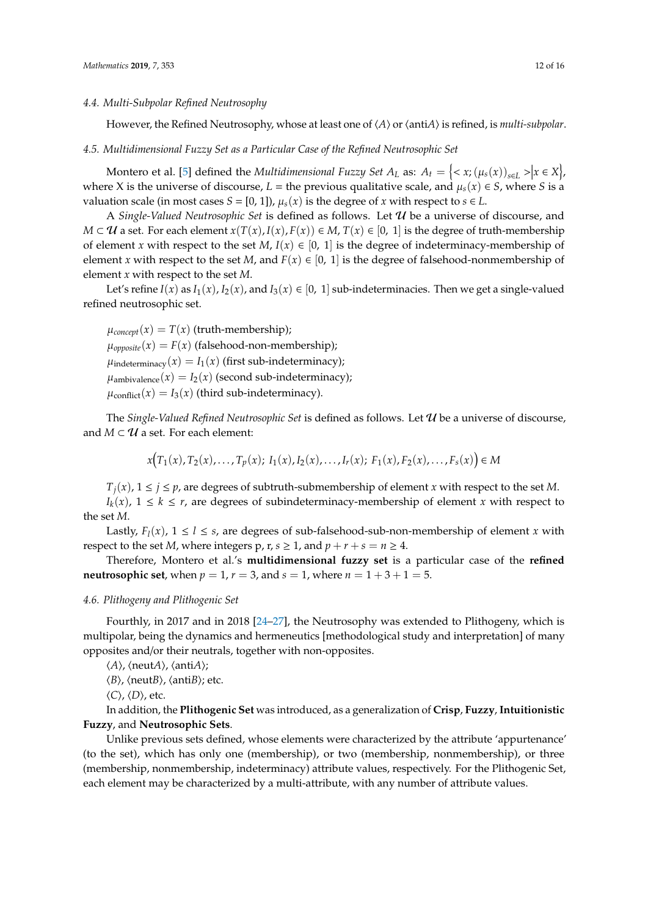### 4.4. Multi-Subpolar Refined Neutrosophy

However, the Refined Neutrosophy, whose at least one of $\langle A \rangle$ or $\langle \text{anti}A \rangle$ is refined, is *multi-subpolar*.

### 4.5. Multidimensional Fuzzy Set as a Particular Case of the Refined Neutrosophic Set

Montero et al. [5] defined the *Multidimensional Fuzzy Set* $A_L$ as: $A_t = \left\{ < x; (\mu_s(x))_{s \in L} > \middle| x \in X \right\}$, where X is the universe of discourse, $L$ = the previous qualitative scale, and $\mu_s(x) \in S$, where $S$ is a valuation scale (in most cases $S = [0, 1]$), $\mu_s(x)$ is the degree of $x$ with respect to $s \in L$.

A *Single-Valued Neutrosophic Set* is defined as follows. Let $\mathcal{U}$ be a universe of discourse, and $M \subset \mathcal{U}$ a set. For each element $x(T(x), I(x), F(x)) \in M$, $T(x) \in [0,\ 1]$ is the degree of truth-membership of element $x$ with respect to the set $M$, $I(x) \in [0,\ 1]$ is the degree of indeterminacy-membership of element $x$ with respect to the set $M$, and $F(x) \in [0,\ 1]$ is the degree of falsehood-nonmembership of element $x$ with respect to the set $M$.

Let's refine $I(x)$ as $I_1(x)$, $I_2(x)$, and $I_3(x) \in [0,\ 1]$ sub-indeterminacies. Then we get a single-valued refined neutrosophic set.

$\mu_{concept}(x) = T(x)$ (truth-membership);
$\mu_{opposite}(x) = F(x)$ (falsehood-non-membership);
$\mu_{\text{indeterminacy}}(x) = I_1(x)$ (first sub-indeterminacy);
$\mu_{\text{ambivalence}}(x) = I_2(x)$ (second sub-indeterminacy);
$\mu_{\text{conflict}}(x) = I_3(x)$ (third sub-indeterminacy).

The *Single-Valued Refined Neutrosophic Set* is defined as follows. Let $\mathcal{U}$ be a universe of discourse, and $M \subset \mathcal{U}$ a set. For each element:

$$x\Big(T_1(x), T_2(x), \ldots, T_p(x);\ I_1(x), I_2(x), \ldots, I_r(x);\ F_1(x), F_2(x), \ldots, F_s(x)\Big) \in M$$

$T_j(x)$, $1 \le j \le p$, are degrees of subtruth-submembership of element $x$ with respect to the set $M$.

$I_k(x)$, $1 \le k \le r$, are degrees of subindeterminacy-membership of element $x$ with respect to the set $M$.

Lastly, $F_l(x)$, $1 \le l \le s$, are degrees of sub-falsehood-sub-non-membership of element $x$ with respect to the set $M$, where integers p, r, $s \ge 1$, and $p + r + s = n \ge 4$.

Therefore, Montero et al.'s **multidimensional fuzzy set** is a particular case of the **refined neutrosophic set**, when $p = 1$, $r = 3$, and $s = 1$, where $n = 1 + 3 + 1 = 5$.

### 4.6. Plithogeny and Plithogenic Set

Fourthly, in 2017 and in 2018 [24–27], the Neutrosophy was extended to Plithogeny, which is multipolar, being the dynamics and hermeneutics [methodological study and interpretation] of many opposites and/or their neutrals, together with non-opposites.

$\langle A \rangle$, $\langle \text{neut}A \rangle$, $\langle \text{anti}A \rangle$;

$\langle B \rangle$, $\langle \text{neut}B \rangle$, $\langle \text{anti}B \rangle$; etc.

$\langle C \rangle$, $\langle D \rangle$, etc.

In addition, the **Plithogenic Set** was introduced, as a generalization of **Crisp**, **Fuzzy**, **Intuitionistic Fuzzy**, and **Neutrosophic Sets**.

Unlike previous sets defined, whose elements were characterized by the attribute 'appurtenance' (to the set), which has only one (membership), or two (membership, nonmembership), or three (membership, nonmembership, indeterminacy) attribute values, respectively. For the Plithogenic Set, each element may be characterized by a multi-attribute, with any number of attribute values.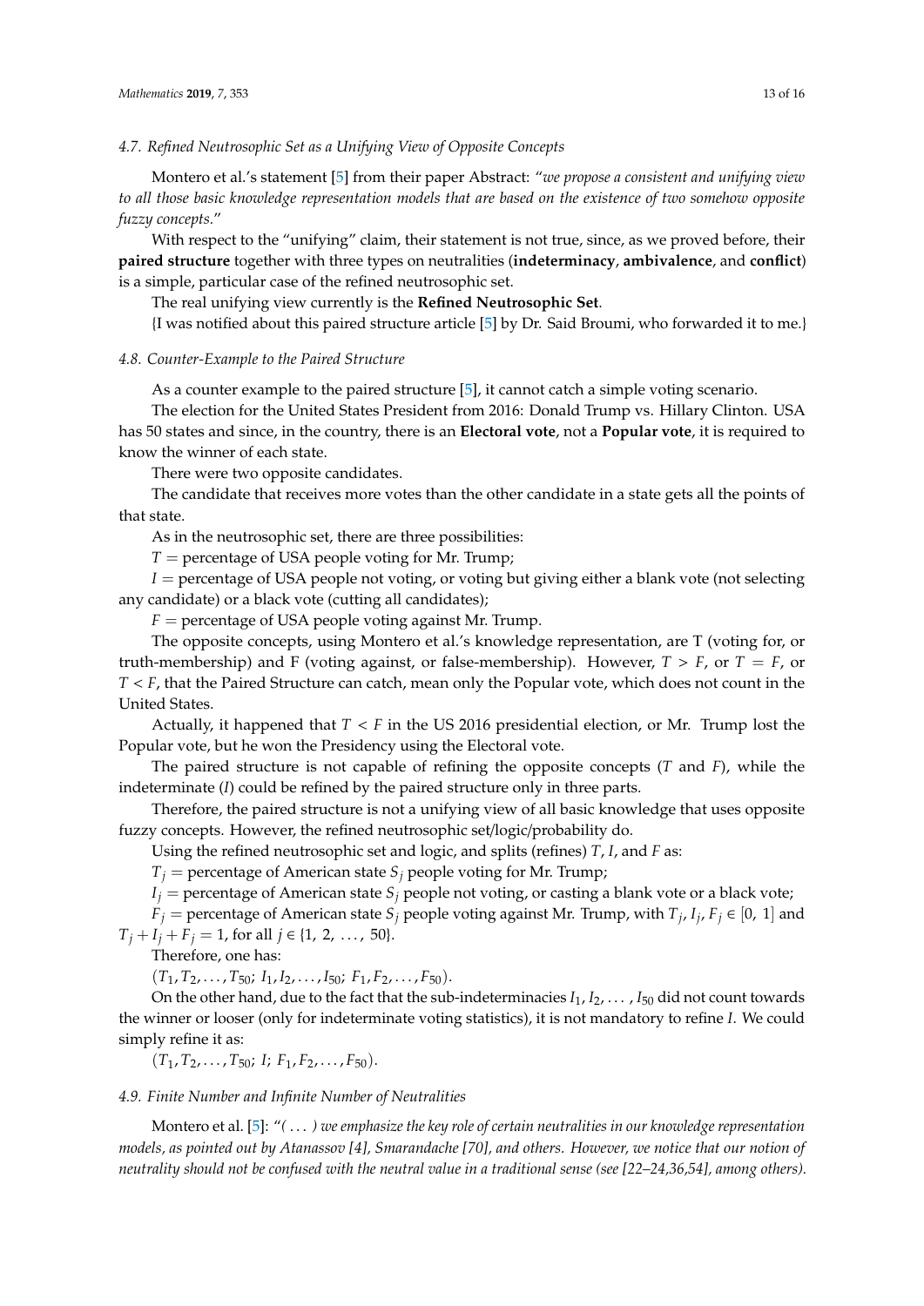### *4.7. Refined Neutrosophic Set as a Unifying View of Opposite Concepts*

Montero et al.'s statement [5] from their paper Abstract: "*we propose a consistent and unifying view to all those basic knowledge representation models that are based on the existence of two somehow opposite fuzzy concepts.*"

With respect to the "unifying" claim, their statement is not true, since, as we proved before, their **paired structure** together with three types on neutralities (**indeterminacy**, **ambivalence**, and **conflict**) is a simple, particular case of the refined neutrosophic set.

The real unifying view currently is the **Refined Neutrosophic Set**.

{I was notified about this paired structure article [5] by Dr. Said Broumi, who forwarded it to me.}

### *4.8. Counter-Example to the Paired Structure*

As a counter example to the paired structure [5], it cannot catch a simple voting scenario.

The election for the United States President from 2016: Donald Trump vs. Hillary Clinton. USA has 50 states and since, in the country, there is an **Electoral vote**, not a **Popular vote**, it is required to know the winner of each state.

There were two opposite candidates.

The candidate that receives more votes than the other candidate in a state gets all the points of that state.

As in the neutrosophic set, there are three possibilities:

$T$ = percentage of USA people voting for Mr. Trump;

$I$ = percentage of USA people not voting, or voting but giving either a blank vote (not selecting any candidate) or a black vote (cutting all candidates);

$F$ = percentage of USA people voting against Mr. Trump.

The opposite concepts, using Montero et al.'s knowledge representation, are T (voting for, or truth-membership) and F (voting against, or false-membership). However, $T > F$, or $T = F$, or $T < F$, that the Paired Structure can catch, mean only the Popular vote, which does not count in the United States.

Actually, it happened that $T < F$ in the US 2016 presidential election, or Mr. Trump lost the Popular vote, but he won the Presidency using the Electoral vote.

The paired structure is not capable of refining the opposite concepts ($T$ and $F$), while the indeterminate ($I$) could be refined by the paired structure only in three parts.

Therefore, the paired structure is not a unifying view of all basic knowledge that uses opposite fuzzy concepts. However, the refined neutrosophic set/logic/probability do.

Using the refined neutrosophic set and logic, and splits (refines) $T$, $I$, and $F$ as:

$T_j$ = percentage of American state $S_j$ people voting for Mr. Trump;

$I_j$ = percentage of American state $S_j$ people not voting, or casting a blank vote or a black vote;

$F_j$ = percentage of American state $S_j$ people voting against Mr. Trump, with $T_j, I_j, F_j \in [0, 1]$ and $T_j + I_j + F_j = 1$, for all $j \in \{1, 2, \ldots, 50\}$.

Therefore, one has:

$(T_1, T_2, \ldots, T_{50};\ I_1, I_2, \ldots, I_{50};\ F_1, F_2, \ldots, F_{50})$.

On the other hand, due to the fact that the sub-indeterminacies $I_1, I_2, \ldots, I_{50}$ did not count towards the winner or looser (only for indeterminate voting statistics), it is not mandatory to refine $I$. We could simply refine it as:

$(T_1, T_2, \ldots, T_{50};\ I;\ F_1, F_2, \ldots, F_{50})$.

### *4.9. Finite Number and Infinite Number of Neutralities*

Montero et al. [5]: "*( ... ) we emphasize the key role of certain neutralities in our knowledge representation models, as pointed out by Atanassov [4], Smarandache [70], and others. However, we notice that our notion of neutrality should not be confused with the neutral value in a traditional sense (see [22–24,36,54], among others).*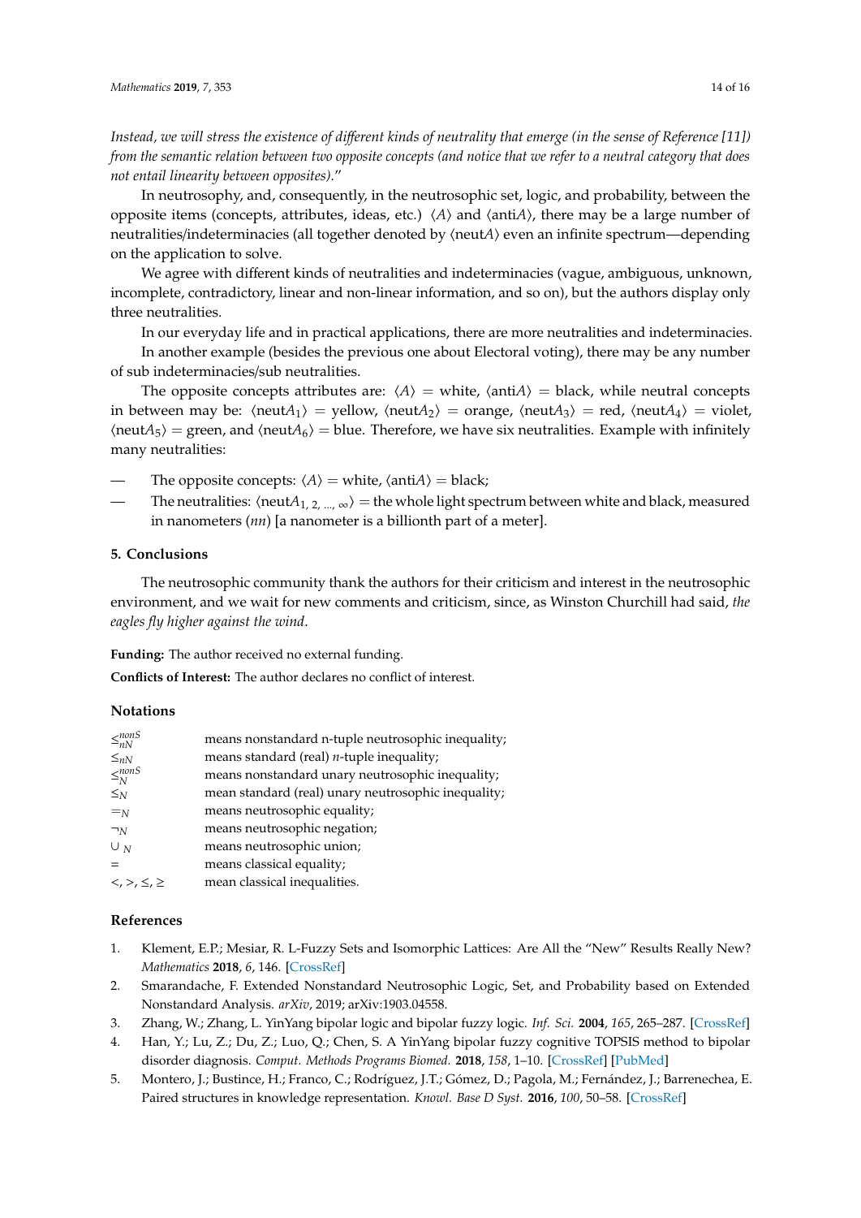*Instead, we will stress the existence of different kinds of neutrality that emerge (in the sense of Reference [11]) from the semantic relation between two opposite concepts (and notice that we refer to a neutral category that does not entail linearity between opposites).*"

In neutrosophy, and, consequently, in the neutrosophic set, logic, and probability, between the opposite items (concepts, attributes, ideas, etc.) $\langle A \rangle$ and $\langle \text{anti}A \rangle$, there may be a large number of neutralities/indeterminacies (all together denoted by $\langle \text{neut}A \rangle$ even an infinite spectrum—depending on the application to solve.

We agree with different kinds of neutralities and indeterminacies (vague, ambiguous, unknown, incomplete, contradictory, linear and non-linear information, and so on), but the authors display only three neutralities.

In our everyday life and in practical applications, there are more neutralities and indeterminacies.

In another example (besides the previous one about Electoral voting), there may be any number of sub indeterminacies/sub neutralities.

The opposite concepts attributes are: $\langle A \rangle$ = white, $\langle \text{anti}A \rangle$ = black, while neutral concepts in between may be: $\langle \text{neut}A_1 \rangle$ = yellow, $\langle \text{neut}A_2 \rangle$ = orange, $\langle \text{neut}A_3 \rangle$ = red, $\langle \text{neut}A_4 \rangle$ = violet, $\langle \text{neut}A_5 \rangle$ = green, and $\langle \text{neut}A_6 \rangle$ = blue. Therefore, we have six neutralities. Example with infinitely many neutralities:

— The opposite concepts: $\langle A \rangle$ = white, $\langle \text{anti}A \rangle$ = black;
— The neutralities: $\langle \text{neut}A_{1,\, 2,\, \ldots,\, \infty} \rangle$ = the whole light spectrum between white and black, measured in nanometers (*nn*) [a nanometer is a billionth part of a meter].

## 5. Conclusions

The neutrosophic community thank the authors for their criticism and interest in the neutrosophic environment, and we wait for new comments and criticism, since, as Winston Churchill had said, *the eagles fly higher against the wind*.

**Funding:** The author received no external funding.

**Conflicts of Interest:** The author declares no conflict of interest.

## Notations

| | |
|---|---|
| $\leq_{nN}^{nonS}$ | means nonstandard n-tuple neutrosophic inequality; |
| $\leq_{nN}$ | means standard (real) *n*-tuple inequality; |
| $\leq_{N}^{nonS}$ | means nonstandard unary neutrosophic inequality; |
| $\leq_{N}$ | mean standard (real) unary neutrosophic inequality; |
| $=_{N}$ | means neutrosophic equality; |
| $\neg_{N}$ | means neutrosophic negation; |
| $\cup_{N}$ | means neutrosophic union; |
| $=$ | means classical equality; |
| $<, >, \leq, \geq$ | mean classical inequalities. |

## References

1. Klement, E.P.; Mesiar, R. L-Fuzzy Sets and Isomorphic Lattices: Are All the "New" Results Really New? *Mathematics* **2018**, *6*, 146. [CrossRef]
2. Smarandache, F. Extended Nonstandard Neutrosophic Logic, Set, and Probability based on Extended Nonstandard Analysis. *arXiv*, 2019; arXiv:1903.04558.
3. Zhang, W.; Zhang, L. YinYang bipolar logic and bipolar fuzzy logic. *Inf. Sci.* **2004**, *165*, 265–287. [CrossRef]
4. Han, Y.; Lu, Z.; Du, Z.; Luo, Q.; Chen, S. A YinYang bipolar fuzzy cognitive TOPSIS method to bipolar disorder diagnosis. *Comput. Methods Programs Biomed.* **2018**, *158*, 1–10. [CrossRef] [PubMed]
5. Montero, J.; Bustince, H.; Franco, C.; Rodríguez, J.T.; Gómez, D.; Pagola, M.; Fernández, J.; Barrenechea, E. Paired structures in knowledge representation. *Knowl. Base D Syst.* **2016**, *100*, 50–58. [CrossRef]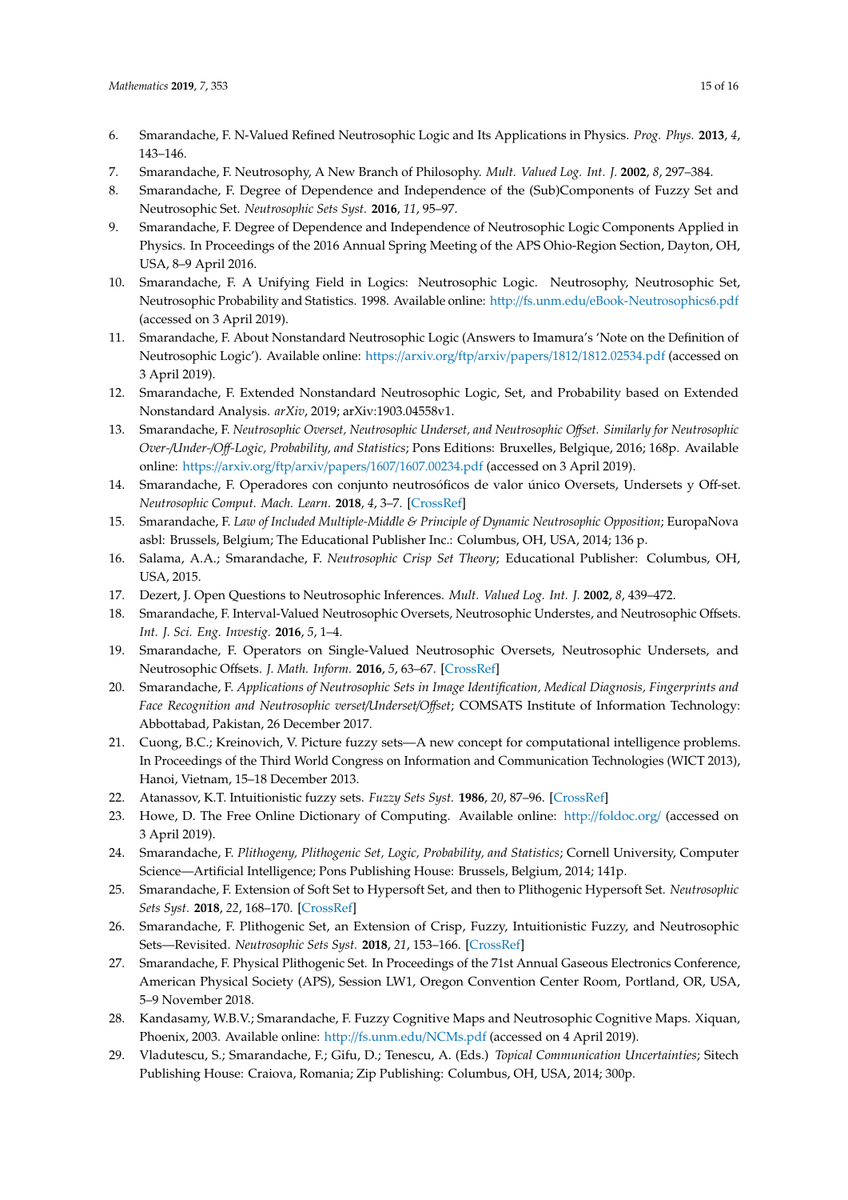6. Smarandache, F. N-Valued Refined Neutrosophic Logic and Its Applications in Physics. *Prog. Phys.* **2013**, *4*, 143–146.
7. Smarandache, F. Neutrosophy, A New Branch of Philosophy. *Mult. Valued Log. Int. J.* **2002**, *8*, 297–384.
8. Smarandache, F. Degree of Dependence and Independence of the (Sub)Components of Fuzzy Set and Neutrosophic Set. *Neutrosophic Sets Syst.* **2016**, *11*, 95–97.
9. Smarandache, F. Degree of Dependence and Independence of Neutrosophic Logic Components Applied in Physics. In Proceedings of the 2016 Annual Spring Meeting of the APS Ohio-Region Section, Dayton, OH, USA, 8–9 April 2016.
10. Smarandache, F. A Unifying Field in Logics: Neutrosophic Logic. Neutrosophy, Neutrosophic Set, Neutrosophic Probability and Statistics. 1998. Available online: http://fs.unm.edu/eBook-Neutrosophics6.pdf (accessed on 3 April 2019).
11. Smarandache, F. About Nonstandard Neutrosophic Logic (Answers to Imamura's 'Note on the Definition of Neutrosophic Logic'). Available online: https://arxiv.org/ftp/arxiv/papers/1812/1812.02534.pdf (accessed on 3 April 2019).
12. Smarandache, F. Extended Nonstandard Neutrosophic Logic, Set, and Probability based on Extended Nonstandard Analysis. *arXiv*, 2019; arXiv:1903.04558v1.
13. Smarandache, F. *Neutrosophic Overset, Neutrosophic Underset, and Neutrosophic Offset. Similarly for Neutrosophic Over-/Under-/Off-Logic, Probability, and Statistics*; Pons Editions: Bruxelles, Belgique, 2016; 168p. Available online: https://arxiv.org/ftp/arxiv/papers/1607/1607.00234.pdf (accessed on 3 April 2019).
14. Smarandache, F. Operadores con conjunto neutrosóficos de valor único Oversets, Undersets y Off-set. *Neutrosophic Comput. Mach. Learn.* **2018**, *4*, 3–7. [CrossRef]
15. Smarandache, F. *Law of Included Multiple-Middle & Principle of Dynamic Neutrosophic Opposition*; EuropaNova asbl: Brussels, Belgium; The Educational Publisher Inc.: Columbus, OH, USA, 2014; 136 p.
16. Salama, A.A.; Smarandache, F. *Neutrosophic Crisp Set Theory*; Educational Publisher: Columbus, OH, USA, 2015.
17. Dezert, J. Open Questions to Neutrosophic Inferences. *Mult. Valued Log. Int. J.* **2002**, *8*, 439–472.
18. Smarandache, F. Interval-Valued Neutrosophic Oversets, Neutrosophic Understes, and Neutrosophic Offsets. *Int. J. Sci. Eng. Investig.* **2016**, *5*, 1–4.
19. Smarandache, F. Operators on Single-Valued Neutrosophic Oversets, Neutrosophic Undersets, and Neutrosophic Offsets. *J. Math. Inform.* **2016**, *5*, 63–67. [CrossRef]
20. Smarandache, F. *Applications of Neutrosophic Sets in Image Identification, Medical Diagnosis, Fingerprints and Face Recognition and Neutrosophic verset/Underset/Offset*; COMSATS Institute of Information Technology: Abbottabad, Pakistan, 26 December 2017.
21. Cuong, B.C.; Kreinovich, V. Picture fuzzy sets—A new concept for computational intelligence problems. In Proceedings of the Third World Congress on Information and Communication Technologies (WICT 2013), Hanoi, Vietnam, 15–18 December 2013.
22. Atanassov, K.T. Intuitionistic fuzzy sets. *Fuzzy Sets Syst.* **1986**, *20*, 87–96. [CrossRef]
23. Howe, D. The Free Online Dictionary of Computing. Available online: http://foldoc.org/ (accessed on 3 April 2019).
24. Smarandache, F. *Plithogeny, Plithogenic Set, Logic, Probability, and Statistics*; Cornell University, Computer Science—Artificial Intelligence; Pons Publishing House: Brussels, Belgium, 2014; 141p.
25. Smarandache, F. Extension of Soft Set to Hypersoft Set, and then to Plithogenic Hypersoft Set. *Neutrosophic Sets Syst.* **2018**, *22*, 168–170. [CrossRef]
26. Smarandache, F. Plithogenic Set, an Extension of Crisp, Fuzzy, Intuitionistic Fuzzy, and Neutrosophic Sets—Revisited. *Neutrosophic Sets Syst.* **2018**, *21*, 153–166. [CrossRef]
27. Smarandache, F. Physical Plithogenic Set. In Proceedings of the 71st Annual Gaseous Electronics Conference, American Physical Society (APS), Session LW1, Oregon Convention Center Room, Portland, OR, USA, 5–9 November 2018.
28. Kandasamy, W.B.V.; Smarandache, F. Fuzzy Cognitive Maps and Neutrosophic Cognitive Maps. Xiquan, Phoenix, 2003. Available online: http://fs.unm.edu/NCMs.pdf (accessed on 4 April 2019).
29. Vladutescu, S.; Smarandache, F.; Gifu, D.; Tenescu, A. (Eds.) *Topical Communication Uncertainties*; Sitech Publishing House: Craiova, Romania; Zip Publishing: Columbus, OH, USA, 2014; 300p.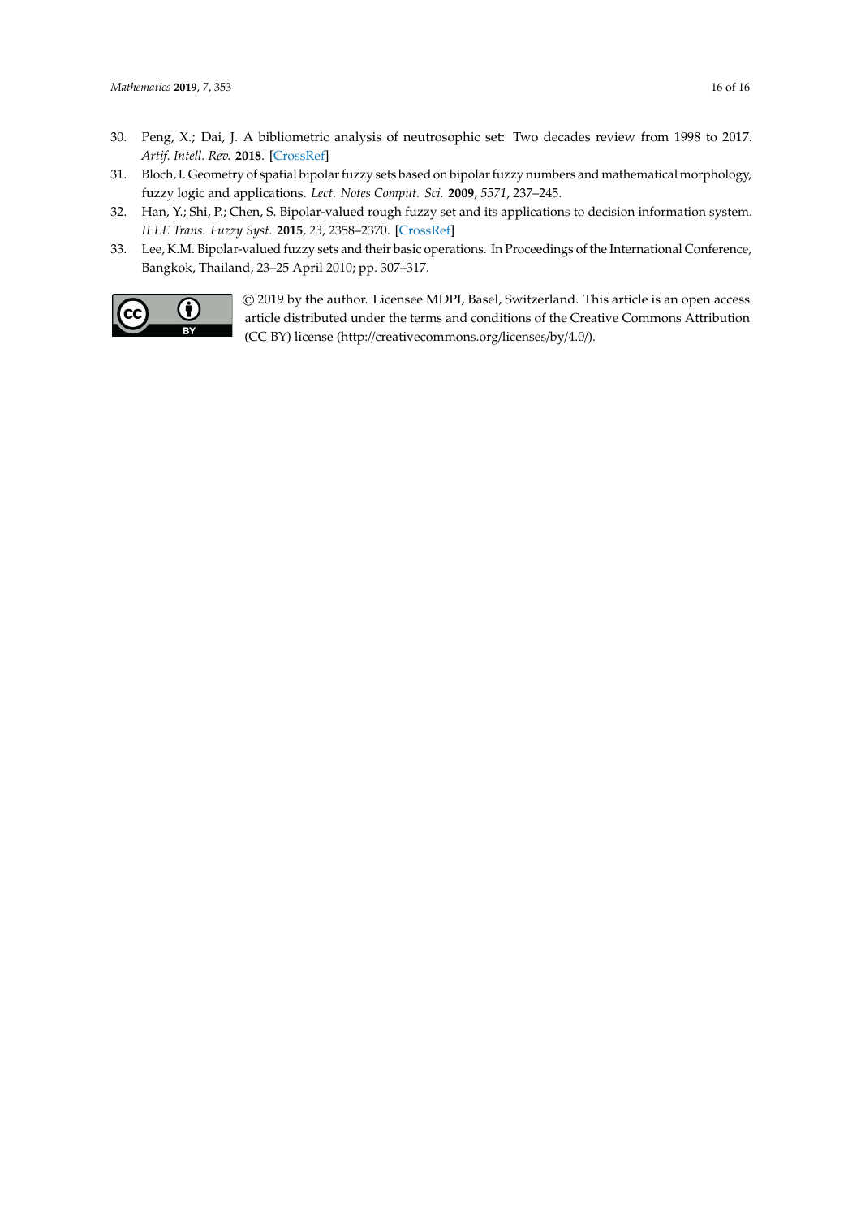30. Peng, X.; Dai, J. A bibliometric analysis of neutrosophic set: Two decades review from 1998 to 2017. *Artif. Intell. Rev.* **2018**. [CrossRef]
31. Bloch, I. Geometry of spatial bipolar fuzzy sets based on bipolar fuzzy numbers and mathematical morphology, fuzzy logic and applications. *Lect. Notes Comput. Sci.* **2009**, *5571*, 237–245.
32. Han, Y.; Shi, P.; Chen, S. Bipolar-valued rough fuzzy set and its applications to decision information system. *IEEE Trans. Fuzzy Syst.* **2015**, *23*, 2358–2370. [CrossRef]
33. Lee, K.M. Bipolar-valued fuzzy sets and their basic operations. In Proceedings of the International Conference, Bangkok, Thailand, 23–25 April 2010; pp. 307–317.

© 2019 by the author. Licensee MDPI, Basel, Switzerland. This article is an open access article distributed under the terms and conditions of the Creative Commons Attribution (CC BY) license (http://creativecommons.org/licenses/by/4.0/).